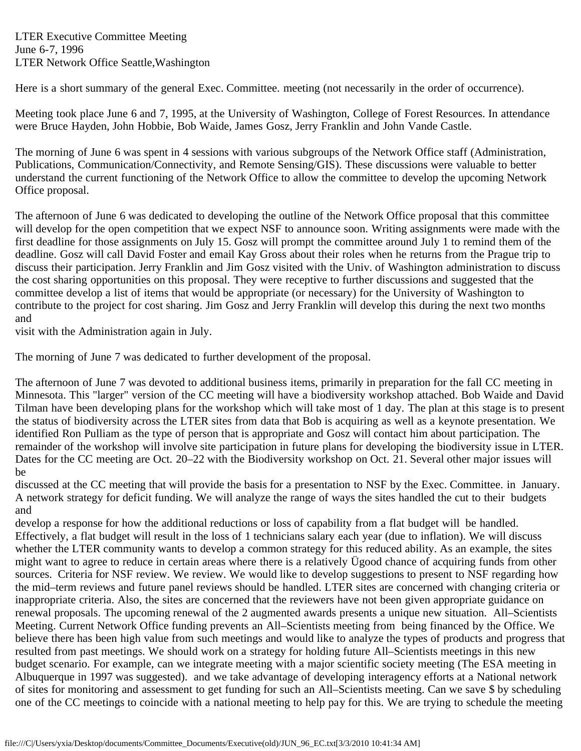LTER Executive Committee Meeting
June 6-7, 1996
LTER Network Office Seattle,Washington

Here is a short summary of the general Exec. Committee. meeting (not necessarily in the order of occurrence).

Meeting took place June 6 and 7, 1995, at the University of Washington, College of Forest Resources. In attendance were Bruce Hayden, John Hobbie, Bob Waide, James Gosz, Jerry Franklin and John Vande Castle.

The morning of June 6 was spent in 4 sessions with various subgroups of the Network Office staff (Administration, Publications, Communication/Connectivity, and Remote Sensing/GIS). These discussions were valuable to better understand the current functioning of the Network Office to allow the committee to develop the upcoming Network Office proposal.

The afternoon of June 6 was dedicated to developing the outline of the Network Office proposal that this committee will develop for the open competition that we expect NSF to announce soon. Writing assignments were made with the first deadline for those assignments on July 15. Gosz will prompt the committee around July 1 to remind them of the deadline. Gosz will call David Foster and email Kay Gross about their roles when he returns from the Prague trip to discuss their participation. Jerry Franklin and Jim Gosz visited with the Univ. of Washington administration to discuss the cost sharing opportunities on this proposal. They were receptive to further discussions and suggested that the committee develop a list of items that would be appropriate (or necessary) for the University of Washington to contribute to the project for cost sharing. Jim Gosz and Jerry Franklin will develop this during the next two months and
visit with the Administration again in July.

The morning of June 7 was dedicated to further development of the proposal.

The afternoon of June 7 was devoted to additional business items, primarily in preparation for the fall CC meeting in Minnesota. This "larger" version of the CC meeting will have a biodiversity workshop attached. Bob Waide and David Tilman have been developing plans for the workshop which will take most of 1 day. The plan at this stage is to present the status of biodiversity across the LTER sites from data that Bob is acquiring as well as a keynote presentation. We identified Ron Pulliam as the type of person that is appropriate and Gosz will contact him about participation. The remainder of the workshop will involve site participation in future plans for developing the biodiversity issue in LTER. Dates for the CC meeting are Oct. 20–22 with the Biodiversity workshop on Oct. 21. Several other major issues will be
discussed at the CC meeting that will provide the basis for a presentation to NSF by the Exec. Committee. in January. A network strategy for deficit funding. We will analyze the range of ways the sites handled the cut to their budgets and
develop a response for how the additional reductions or loss of capability from a flat budget will be handled. Effectively, a flat budget will result in the loss of 1 technicians salary each year (due to inflation). We will discuss whether the LTER community wants to develop a common strategy for this reduced ability. As an example, the sites might want to agree to reduce in certain areas where there is a relatively Ügood chance of acquiring funds from other sources. Criteria for NSF review. We review. We would like to develop suggestions to present to NSF regarding how the mid–term reviews and future panel reviews should be handled. LTER sites are concerned with changing criteria or inappropriate criteria. Also, the sites are concerned that the reviewers have not been given appropriate guidance on renewal proposals. The upcoming renewal of the 2 augmented awards presents a unique new situation. All–Scientists Meeting. Current Network Office funding prevents an All–Scientists meeting from being financed by the Office. We believe there has been high value from such meetings and would like to analyze the types of products and progress that resulted from past meetings. We should work on a strategy for holding future All–Scientists meetings in this new budget scenario. For example, can we integrate meeting with a major scientific society meeting (The ESA meeting in Albuquerque in 1997 was suggested). and we take advantage of developing interagency efforts at a National network of sites for monitoring and assessment to get funding for such an All–Scientists meeting. Can we save $ by scheduling one of the CC meetings to coincide with a national meeting to help pay for this. We are trying to schedule the meeting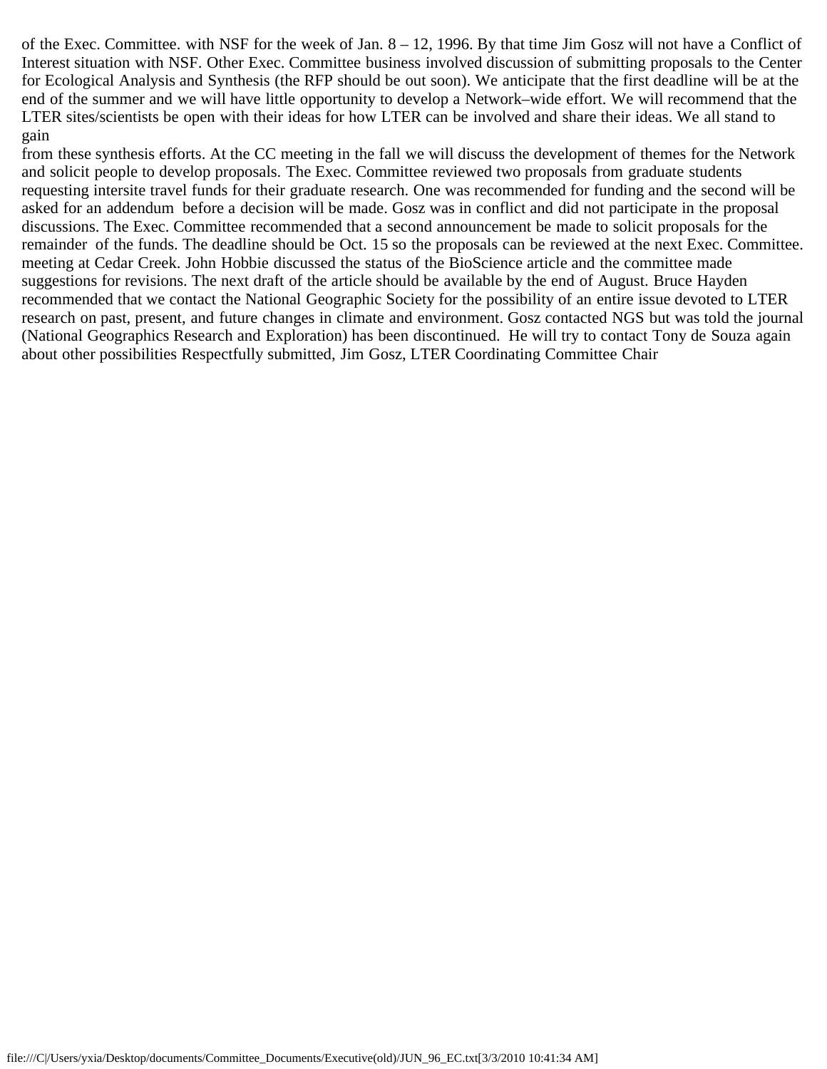of the Exec. Committee. with NSF for the week of Jan. 8 – 12, 1996. By that time Jim Gosz will not have a Conflict of Interest situation with NSF. Other Exec. Committee business involved discussion of submitting proposals to the Center for Ecological Analysis and Synthesis (the RFP should be out soon). We anticipate that the first deadline will be at the end of the summer and we will have little opportunity to develop a Network–wide effort. We will recommend that the LTER sites/scientists be open with their ideas for how LTER can be involved and share their ideas. We all stand to gain
from these synthesis efforts. At the CC meeting in the fall we will discuss the development of themes for the Network and solicit people to develop proposals. The Exec. Committee reviewed two proposals from graduate students requesting intersite travel funds for their graduate research. One was recommended for funding and the second will be asked for an addendum before a decision will be made. Gosz was in conflict and did not participate in the proposal discussions. The Exec. Committee recommended that a second announcement be made to solicit proposals for the remainder of the funds. The deadline should be Oct. 15 so the proposals can be reviewed at the next Exec. Committee. meeting at Cedar Creek. John Hobbie discussed the status of the BioScience article and the committee made suggestions for revisions. The next draft of the article should be available by the end of August. Bruce Hayden recommended that we contact the National Geographic Society for the possibility of an entire issue devoted to LTER research on past, present, and future changes in climate and environment. Gosz contacted NGS but was told the journal (National Geographics Research and Exploration) has been discontinued. He will try to contact Tony de Souza again about other possibilities Respectfully submitted, Jim Gosz, LTER Coordinating Committee Chair